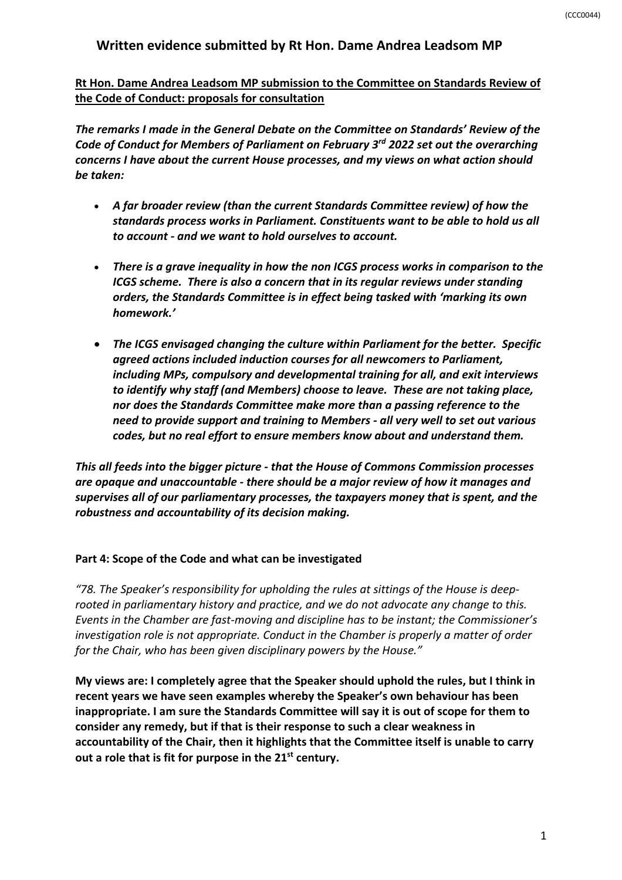# Written evidence submitted by Rt Hon. Dame Andrea Leadsom MP

**Rt Hon. Dame Andrea Leadsom MP submission to the Committee on Standards Review of the Code of Conduct: proposals for consultation**

***The remarks I made in the General Debate on the Committee on Standards' Review of the Code of Conduct for Members of Parliament on February 3rd 2022 set out the overarching concerns I have about the current House processes, and my views on what action should be taken:***

- ***A far broader review (than the current Standards Committee review) of how the standards process works in Parliament. Constituents want to be able to hold us all to account - and we want to hold ourselves to account.***
- ***There is a grave inequality in how the non ICGS process works in comparison to the ICGS scheme. There is also a concern that in its regular reviews under standing orders, the Standards Committee is in effect being tasked with 'marking its own homework.'***
- ***The ICGS envisaged changing the culture within Parliament for the better. Specific agreed actions included induction courses for all newcomers to Parliament, including MPs, compulsory and developmental training for all, and exit interviews to identify why staff (and Members) choose to leave. These are not taking place, nor does the Standards Committee make more than a passing reference to the need to provide support and training to Members - all very well to set out various codes, but no real effort to ensure members know about and understand them.***

***This all feeds into the bigger picture - that the House of Commons Commission processes are opaque and unaccountable - there should be a major review of how it manages and supervises all of our parliamentary processes, the taxpayers money that is spent, and the robustness and accountability of its decision making.***

## Part 4: Scope of the Code and what can be investigated

*"78. The Speaker's responsibility for upholding the rules at sittings of the House is deep-rooted in parliamentary history and practice, and we do not advocate any change to this. Events in the Chamber are fast-moving and discipline has to be instant; the Commissioner's investigation role is not appropriate. Conduct in the Chamber is properly a matter of order for the Chair, who has been given disciplinary powers by the House."*

**My views are: I completely agree that the Speaker should uphold the rules, but I think in recent years we have seen examples whereby the Speaker's own behaviour has been inappropriate. I am sure the Standards Committee will say it is out of scope for them to consider any remedy, but if that is their response to such a clear weakness in accountability of the Chair, then it highlights that the Committee itself is unable to carry out a role that is fit for purpose in the 21st century.**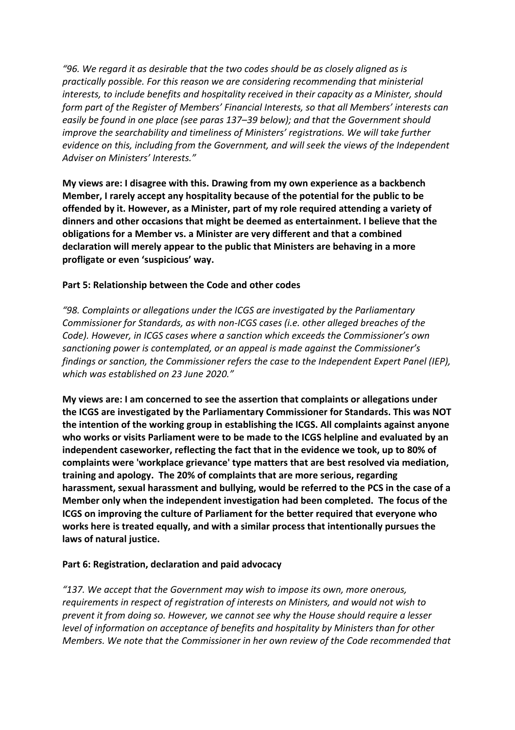*"96. We regard it as desirable that the two codes should be as closely aligned as is practically possible. For this reason we are considering recommending that ministerial interests, to include benefits and hospitality received in their capacity as a Minister, should form part of the Register of Members' Financial Interests, so that all Members' interests can easily be found in one place (see paras 137–39 below); and that the Government should improve the searchability and timeliness of Ministers' registrations. We will take further evidence on this, including from the Government, and will seek the views of the Independent Adviser on Ministers' Interests."*

**My views are: I disagree with this. Drawing from my own experience as a backbench Member, I rarely accept any hospitality because of the potential for the public to be offended by it. However, as a Minister, part of my role required attending a variety of dinners and other occasions that might be deemed as entertainment. I believe that the obligations for a Member vs. a Minister are very different and that a combined declaration will merely appear to the public that Ministers are behaving in a more profligate or even 'suspicious' way.**

**Part 5: Relationship between the Code and other codes**

*"98. Complaints or allegations under the ICGS are investigated by the Parliamentary Commissioner for Standards, as with non-ICGS cases (i.e. other alleged breaches of the Code). However, in ICGS cases where a sanction which exceeds the Commissioner's own sanctioning power is contemplated, or an appeal is made against the Commissioner's findings or sanction, the Commissioner refers the case to the Independent Expert Panel (IEP), which was established on 23 June 2020."*

**My views are: I am concerned to see the assertion that complaints or allegations under the ICGS are investigated by the Parliamentary Commissioner for Standards. This was NOT the intention of the working group in establishing the ICGS. All complaints against anyone who works or visits Parliament were to be made to the ICGS helpline and evaluated by an independent caseworker, reflecting the fact that in the evidence we took, up to 80% of complaints were 'workplace grievance' type matters that are best resolved via mediation, training and apology. The 20% of complaints that are more serious, regarding harassment, sexual harassment and bullying, would be referred to the PCS in the case of a Member only when the independent investigation had been completed. The focus of the ICGS on improving the culture of Parliament for the better required that everyone who works here is treated equally, and with a similar process that intentionally pursues the laws of natural justice.**

**Part 6: Registration, declaration and paid advocacy**

*"137. We accept that the Government may wish to impose its own, more onerous, requirements in respect of registration of interests on Ministers, and would not wish to prevent it from doing so. However, we cannot see why the House should require a lesser level of information on acceptance of benefits and hospitality by Ministers than for other Members. We note that the Commissioner in her own review of the Code recommended that*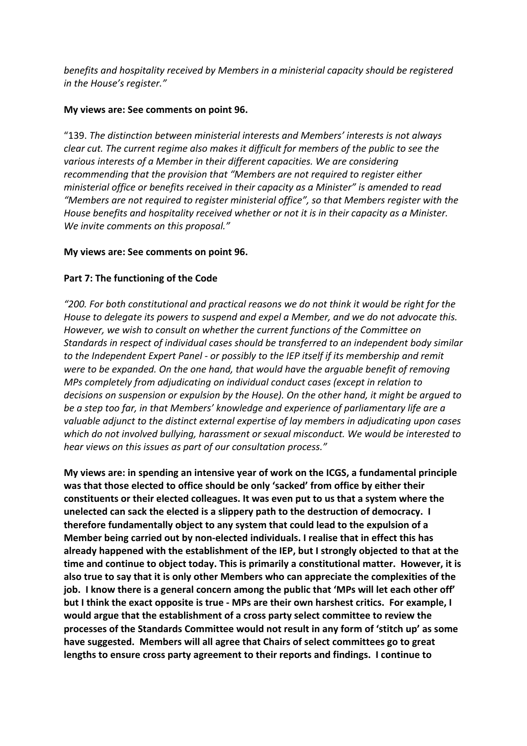*benefits and hospitality received by Members in a ministerial capacity should be registered in the House's register."*

**My views are: See comments on point 96.**

"139. *The distinction between ministerial interests and Members' interests is not always clear cut. The current regime also makes it difficult for members of the public to see the various interests of a Member in their different capacities. We are considering recommending that the provision that "Members are not required to register either ministerial office or benefits received in their capacity as a Minister" is amended to read "Members are not required to register ministerial office", so that Members register with the House benefits and hospitality received whether or not it is in their capacity as a Minister. We invite comments on this proposal."*

**My views are: See comments on point 96.**

**Part 7: The functioning of the Code**

*"200. For both constitutional and practical reasons we do not think it would be right for the House to delegate its powers to suspend and expel a Member, and we do not advocate this. However, we wish to consult on whether the current functions of the Committee on Standards in respect of individual cases should be transferred to an independent body similar to the Independent Expert Panel - or possibly to the IEP itself if its membership and remit were to be expanded. On the one hand, that would have the arguable benefit of removing MPs completely from adjudicating on individual conduct cases (except in relation to decisions on suspension or expulsion by the House). On the other hand, it might be argued to be a step too far, in that Members' knowledge and experience of parliamentary life are a valuable adjunct to the distinct external expertise of lay members in adjudicating upon cases which do not involved bullying, harassment or sexual misconduct. We would be interested to hear views on this issues as part of our consultation process."*

**My views are: in spending an intensive year of work on the ICGS, a fundamental principle was that those elected to office should be only 'sacked' from office by either their constituents or their elected colleagues. It was even put to us that a system where the unelected can sack the elected is a slippery path to the destruction of democracy. I therefore fundamentally object to any system that could lead to the expulsion of a Member being carried out by non-elected individuals. I realise that in effect this has already happened with the establishment of the IEP, but I strongly objected to that at the time and continue to object today. This is primarily a constitutional matter. However, it is also true to say that it is only other Members who can appreciate the complexities of the job. I know there is a general concern among the public that 'MPs will let each other off' but I think the exact opposite is true - MPs are their own harshest critics. For example, I would argue that the establishment of a cross party select committee to review the processes of the Standards Committee would not result in any form of 'stitch up' as some have suggested. Members will all agree that Chairs of select committees go to great lengths to ensure cross party agreement to their reports and findings. I continue to**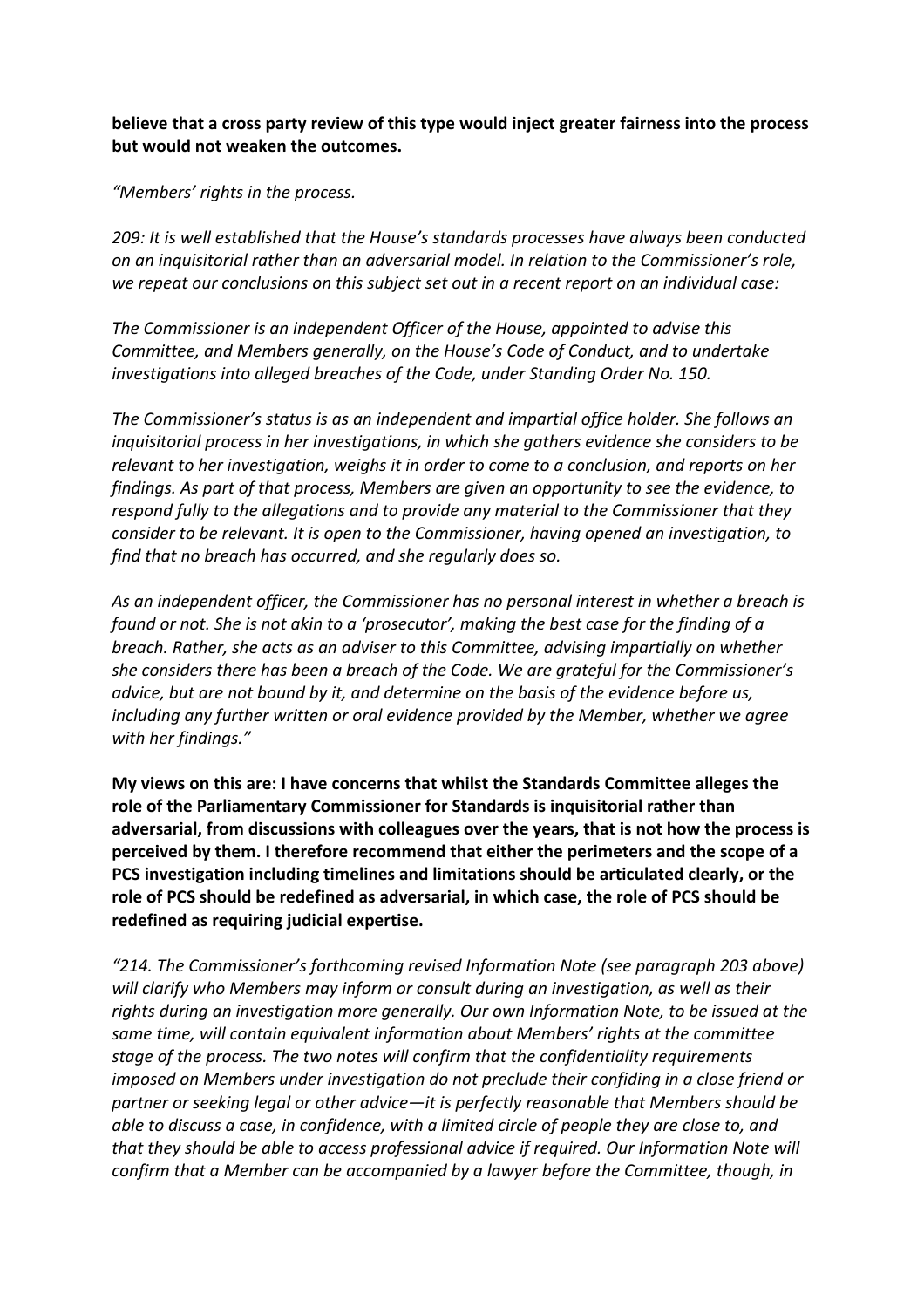**believe that a cross party review of this type would inject greater fairness into the process but would not weaken the outcomes.**

*"Members' rights in the process.*

*209: It is well established that the House's standards processes have always been conducted on an inquisitorial rather than an adversarial model. In relation to the Commissioner's role, we repeat our conclusions on this subject set out in a recent report on an individual case:*

*The Commissioner is an independent Officer of the House, appointed to advise this Committee, and Members generally, on the House's Code of Conduct, and to undertake investigations into alleged breaches of the Code, under Standing Order No. 150.*

*The Commissioner's status is as an independent and impartial office holder. She follows an inquisitorial process in her investigations, in which she gathers evidence she considers to be relevant to her investigation, weighs it in order to come to a conclusion, and reports on her findings. As part of that process, Members are given an opportunity to see the evidence, to respond fully to the allegations and to provide any material to the Commissioner that they consider to be relevant. It is open to the Commissioner, having opened an investigation, to find that no breach has occurred, and she regularly does so.*

*As an independent officer, the Commissioner has no personal interest in whether a breach is found or not. She is not akin to a 'prosecutor', making the best case for the finding of a breach. Rather, she acts as an adviser to this Committee, advising impartially on whether she considers there has been a breach of the Code. We are grateful for the Commissioner's advice, but are not bound by it, and determine on the basis of the evidence before us, including any further written or oral evidence provided by the Member, whether we agree with her findings."*

**My views on this are: I have concerns that whilst the Standards Committee alleges the role of the Parliamentary Commissioner for Standards is inquisitorial rather than adversarial, from discussions with colleagues over the years, that is not how the process is perceived by them. I therefore recommend that either the perimeters and the scope of a PCS investigation including timelines and limitations should be articulated clearly, or the role of PCS should be redefined as adversarial, in which case, the role of PCS should be redefined as requiring judicial expertise.**

*"214. The Commissioner's forthcoming revised Information Note (see paragraph 203 above) will clarify who Members may inform or consult during an investigation, as well as their rights during an investigation more generally. Our own Information Note, to be issued at the same time, will contain equivalent information about Members' rights at the committee stage of the process. The two notes will confirm that the confidentiality requirements imposed on Members under investigation do not preclude their confiding in a close friend or partner or seeking legal or other advice—it is perfectly reasonable that Members should be able to discuss a case, in confidence, with a limited circle of people they are close to, and that they should be able to access professional advice if required. Our Information Note will confirm that a Member can be accompanied by a lawyer before the Committee, though, in*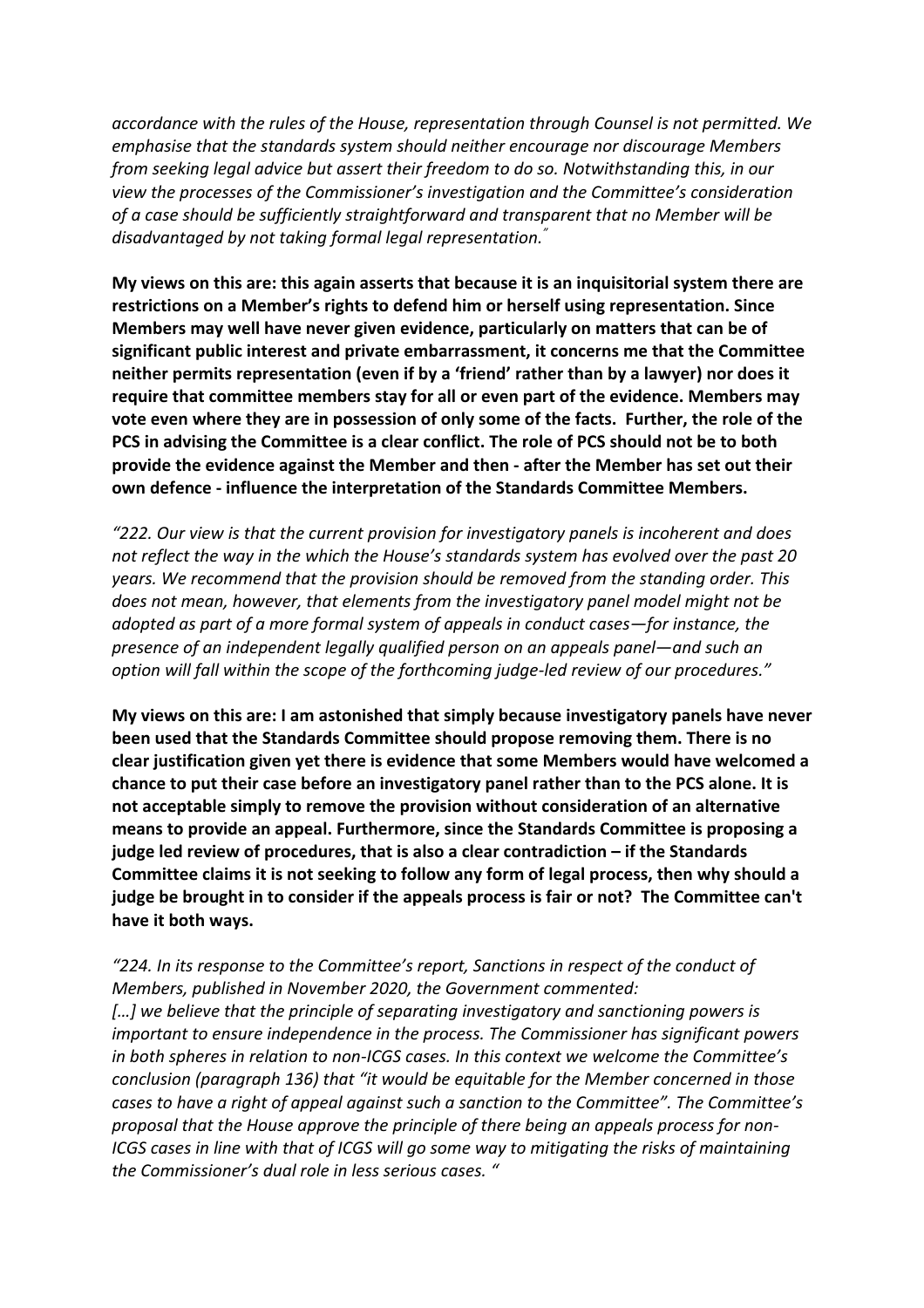*accordance with the rules of the House, representation through Counsel is not permitted. We emphasise that the standards system should neither encourage nor discourage Members from seeking legal advice but assert their freedom to do so. Notwithstanding this, in our view the processes of the Commissioner's investigation and the Committee's consideration of a case should be sufficiently straightforward and transparent that no Member will be disadvantaged by not taking formal legal representation."*

**My views on this are: this again asserts that because it is an inquisitorial system there are restrictions on a Member's rights to defend him or herself using representation. Since Members may well have never given evidence, particularly on matters that can be of significant public interest and private embarrassment, it concerns me that the Committee neither permits representation (even if by a 'friend' rather than by a lawyer) nor does it require that committee members stay for all or even part of the evidence. Members may vote even where they are in possession of only some of the facts. Further, the role of the PCS in advising the Committee is a clear conflict. The role of PCS should not be to both provide the evidence against the Member and then - after the Member has set out their own defence - influence the interpretation of the Standards Committee Members.**

*"222. Our view is that the current provision for investigatory panels is incoherent and does not reflect the way in the which the House's standards system has evolved over the past 20 years. We recommend that the provision should be removed from the standing order. This does not mean, however, that elements from the investigatory panel model might not be adopted as part of a more formal system of appeals in conduct cases—for instance, the presence of an independent legally qualified person on an appeals panel—and such an option will fall within the scope of the forthcoming judge-led review of our procedures."*

**My views on this are: I am astonished that simply because investigatory panels have never been used that the Standards Committee should propose removing them. There is no clear justification given yet there is evidence that some Members would have welcomed a chance to put their case before an investigatory panel rather than to the PCS alone. It is not acceptable simply to remove the provision without consideration of an alternative means to provide an appeal. Furthermore, since the Standards Committee is proposing a judge led review of procedures, that is also a clear contradiction – if the Standards Committee claims it is not seeking to follow any form of legal process, then why should a judge be brought in to consider if the appeals process is fair or not? The Committee can't have it both ways.**

*"224. In its response to the Committee's report, Sanctions in respect of the conduct of Members, published in November 2020, the Government commented:*
*[…] we believe that the principle of separating investigatory and sanctioning powers is important to ensure independence in the process. The Commissioner has significant powers in both spheres in relation to non-ICGS cases. In this context we welcome the Committee's conclusion (paragraph 136) that "it would be equitable for the Member concerned in those cases to have a right of appeal against such a sanction to the Committee". The Committee's proposal that the House approve the principle of there being an appeals process for non-ICGS cases in line with that of ICGS will go some way to mitigating the risks of maintaining the Commissioner's dual role in less serious cases. "*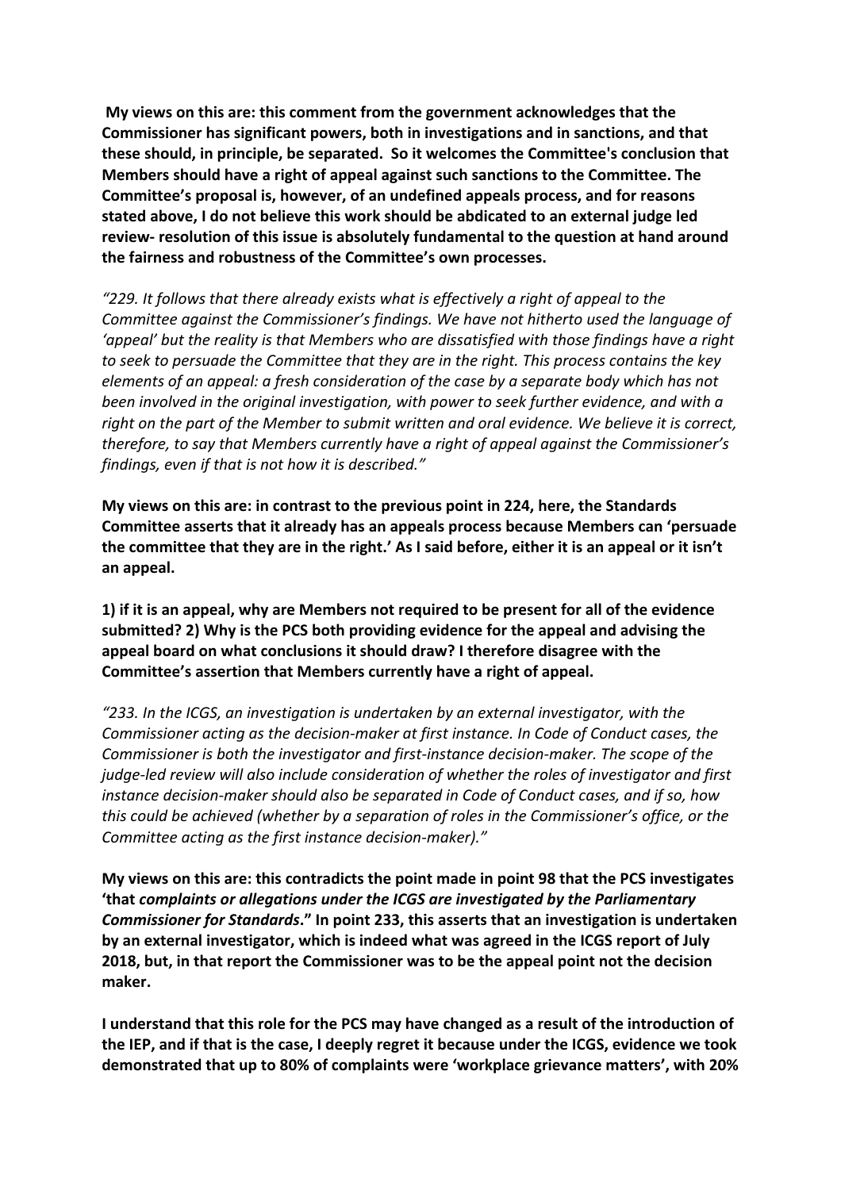**My views on this are: this comment from the government acknowledges that the Commissioner has significant powers, both in investigations and in sanctions, and that these should, in principle, be separated. So it welcomes the Committee's conclusion that Members should have a right of appeal against such sanctions to the Committee. The Committee's proposal is, however, of an undefined appeals process, and for reasons stated above, I do not believe this work should be abdicated to an external judge led review- resolution of this issue is absolutely fundamental to the question at hand around the fairness and robustness of the Committee's own processes.**

*"229. It follows that there already exists what is effectively a right of appeal to the Committee against the Commissioner's findings. We have not hitherto used the language of 'appeal' but the reality is that Members who are dissatisfied with those findings have a right to seek to persuade the Committee that they are in the right. This process contains the key elements of an appeal: a fresh consideration of the case by a separate body which has not been involved in the original investigation, with power to seek further evidence, and with a right on the part of the Member to submit written and oral evidence. We believe it is correct, therefore, to say that Members currently have a right of appeal against the Commissioner's findings, even if that is not how it is described."*

**My views on this are: in contrast to the previous point in 224, here, the Standards Committee asserts that it already has an appeals process because Members can 'persuade the committee that they are in the right.' As I said before, either it is an appeal or it isn't an appeal.**

**1) if it is an appeal, why are Members not required to be present for all of the evidence submitted? 2) Why is the PCS both providing evidence for the appeal and advising the appeal board on what conclusions it should draw? I therefore disagree with the Committee's assertion that Members currently have a right of appeal.**

*"233. In the ICGS, an investigation is undertaken by an external investigator, with the Commissioner acting as the decision-maker at first instance. In Code of Conduct cases, the Commissioner is both the investigator and first-instance decision-maker. The scope of the judge-led review will also include consideration of whether the roles of investigator and first instance decision-maker should also be separated in Code of Conduct cases, and if so, how this could be achieved (whether by a separation of roles in the Commissioner's office, or the Committee acting as the first instance decision-maker)."*

**My views on this are: this contradicts the point made in point 98 that the PCS investigates 'that *complaints or allegations under the ICGS are investigated by the Parliamentary Commissioner for Standards*." In point 233, this asserts that an investigation is undertaken by an external investigator, which is indeed what was agreed in the ICGS report of July 2018, but, in that report the Commissioner was to be the appeal point not the decision maker.**

**I understand that this role for the PCS may have changed as a result of the introduction of the IEP, and if that is the case, I deeply regret it because under the ICGS, evidence we took demonstrated that up to 80% of complaints were 'workplace grievance matters', with 20%**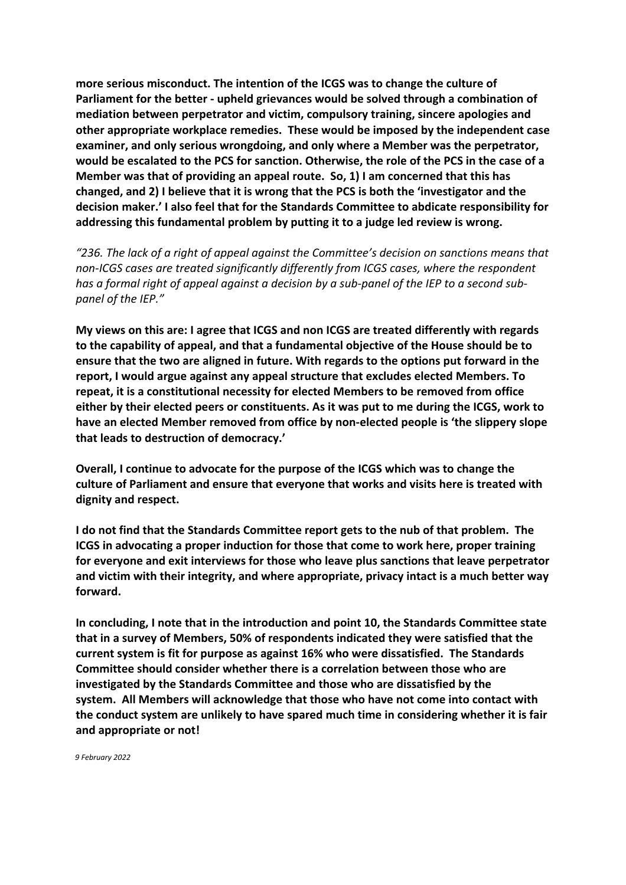**more serious misconduct. The intention of the ICGS was to change the culture of Parliament for the better - upheld grievances would be solved through a combination of mediation between perpetrator and victim, compulsory training, sincere apologies and other appropriate workplace remedies. These would be imposed by the independent case examiner, and only serious wrongdoing, and only where a Member was the perpetrator, would be escalated to the PCS for sanction. Otherwise, the role of the PCS in the case of a Member was that of providing an appeal route. So, 1) I am concerned that this has changed, and 2) I believe that it is wrong that the PCS is both the 'investigator and the decision maker.' I also feel that for the Standards Committee to abdicate responsibility for addressing this fundamental problem by putting it to a judge led review is wrong.**

*"236. The lack of a right of appeal against the Committee's decision on sanctions means that non-ICGS cases are treated significantly differently from ICGS cases, where the respondent has a formal right of appeal against a decision by a sub-panel of the IEP to a second sub-panel of the IEP."*

**My views on this are: I agree that ICGS and non ICGS are treated differently with regards to the capability of appeal, and that a fundamental objective of the House should be to ensure that the two are aligned in future. With regards to the options put forward in the report, I would argue against any appeal structure that excludes elected Members. To repeat, it is a constitutional necessity for elected Members to be removed from office either by their elected peers or constituents. As it was put to me during the ICGS, work to have an elected Member removed from office by non-elected people is 'the slippery slope that leads to destruction of democracy.'**

**Overall, I continue to advocate for the purpose of the ICGS which was to change the culture of Parliament and ensure that everyone that works and visits here is treated with dignity and respect.**

**I do not find that the Standards Committee report gets to the nub of that problem. The ICGS in advocating a proper induction for those that come to work here, proper training for everyone and exit interviews for those who leave plus sanctions that leave perpetrator and victim with their integrity, and where appropriate, privacy intact is a much better way forward.**

**In concluding, I note that in the introduction and point 10, the Standards Committee state that in a survey of Members, 50% of respondents indicated they were satisfied that the current system is fit for purpose as against 16% who were dissatisfied. The Standards Committee should consider whether there is a correlation between those who are investigated by the Standards Committee and those who are dissatisfied by the system. All Members will acknowledge that those who have not come into contact with the conduct system are unlikely to have spared much time in considering whether it is fair and appropriate or not!**

*9 February 2022*